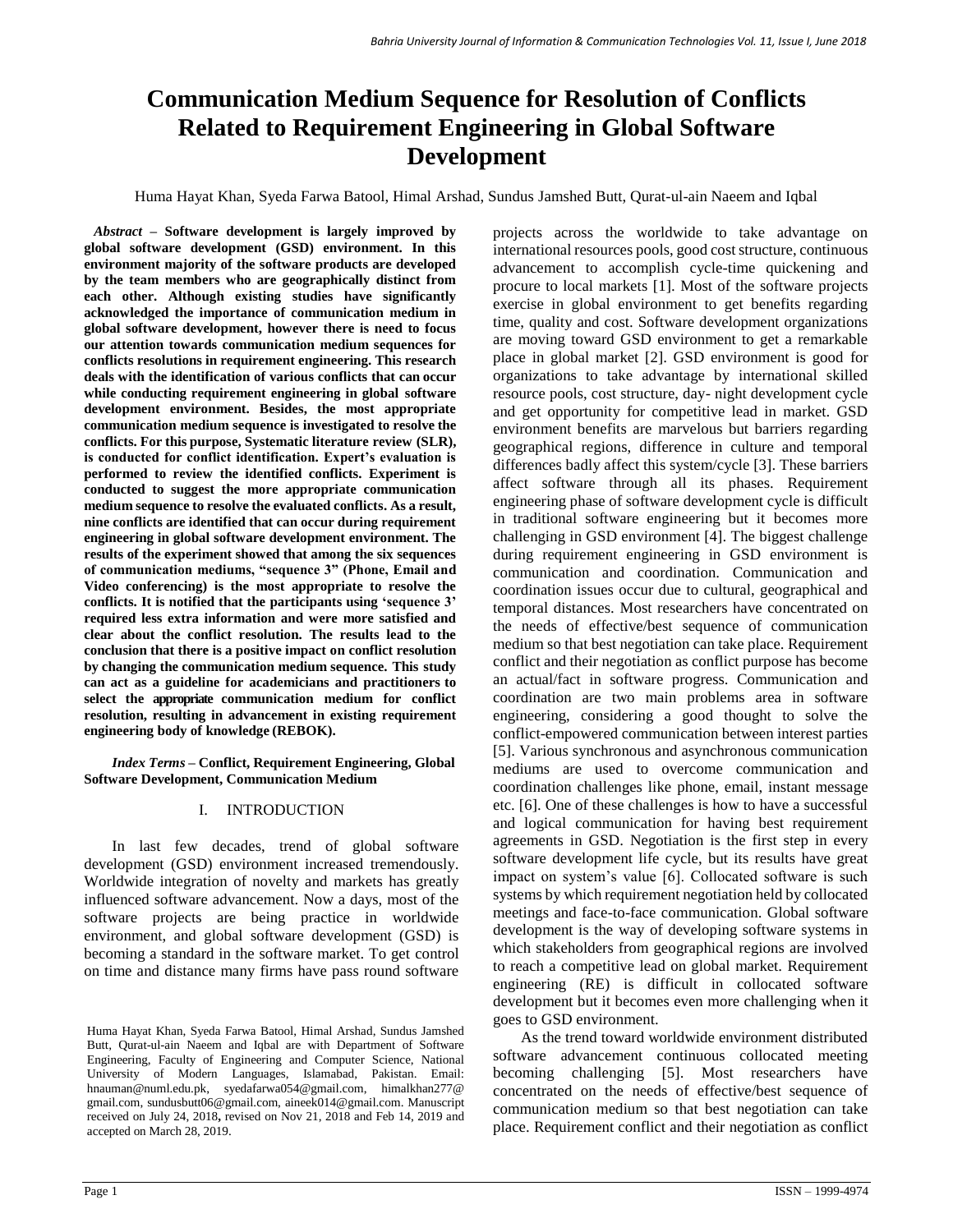# Communication Medium Sequence for Resolution of Conflicts Related to Requirement Engineering in Global Software Development

Huma Hayat Khan, Syeda Farwa Batool, Himal Arshad, Sundus Jamshed Butt, Qurat-ul-ain Naeem and Iqbal

***Abstract* – Software development is largely improved by global software development (GSD) environment. In this environment majority of the software products are developed by the team members who are geographically distinct from each other. Although existing studies have significantly acknowledged the importance of communication medium in global software development, however there is need to focus our attention towards communication medium sequences for conflicts resolutions in requirement engineering. This research deals with the identification of various conflicts that can occur while conducting requirement engineering in global software development environment. Besides, the most appropriate communication medium sequence is investigated to resolve the conflicts. For this purpose, Systematic literature review (SLR), is conducted for conflict identification. Expert's evaluation is performed to review the identified conflicts. Experiment is conducted to suggest the more appropriate communication medium sequence to resolve the evaluated conflicts. As a result, nine conflicts are identified that can occur during requirement engineering in global software development environment. The results of the experiment showed that among the six sequences of communication mediums, "sequence 3" (Phone, Email and Video conferencing) is the most appropriate to resolve the conflicts. It is notified that the participants using 'sequence 3' required less extra information and were more satisfied and clear about the conflict resolution. The results lead to the conclusion that there is a positive impact on conflict resolution by changing the communication medium sequence. This study can act as a guideline for academicians and practitioners to select the appropriate communication medium for conflict resolution, resulting in advancement in existing requirement engineering body of knowledge (REBOK).**

***Index Terms* – Conflict, Requirement Engineering, Global Software Development, Communication Medium**

## I. INTRODUCTION

In last few decades, trend of global software development (GSD) environment increased tremendously. Worldwide integration of novelty and markets has greatly influenced software advancement. Now a days, most of the software projects are being practice in worldwide environment, and global software development (GSD) is becoming a standard in the software market. To get control on time and distance many firms have pass round software projects across the worldwide to take advantage on international resources pools, good cost structure, continuous advancement to accomplish cycle-time quickening and procure to local markets [1]. Most of the software projects exercise in global environment to get benefits regarding time, quality and cost. Software development organizations are moving toward GSD environment to get a remarkable place in global market [2]. GSD environment is good for organizations to take advantage by international skilled resource pools, cost structure, day- night development cycle and get opportunity for competitive lead in market. GSD environment benefits are marvelous but barriers regarding geographical regions, difference in culture and temporal differences badly affect this system/cycle [3]. These barriers affect software through all its phases. Requirement engineering phase of software development cycle is difficult in traditional software engineering but it becomes more challenging in GSD environment [4]. The biggest challenge during requirement engineering in GSD environment is communication and coordination. Communication and coordination issues occur due to cultural, geographical and temporal distances. Most researchers have concentrated on the needs of effective/best sequence of communication medium so that best negotiation can take place. Requirement conflict and their negotiation as conflict purpose has become an actual/fact in software progress. Communication and coordination are two main problems area in software engineering, considering a good thought to solve the conflict-empowered communication between interest parties [5]. Various synchronous and asynchronous communication mediums are used to overcome communication and coordination challenges like phone, email, instant message etc. [6]. One of these challenges is how to have a successful and logical communication for having best requirement agreements in GSD. Negotiation is the first step in every software development life cycle, but its results have great impact on system's value [6]. Collocated software is such systems by which requirement negotiation held by collocated meetings and face-to-face communication. Global software development is the way of developing software systems in which stakeholders from geographical regions are involved to reach a competitive lead on global market. Requirement engineering (RE) is difficult in collocated software development but it becomes even more challenging when it goes to GSD environment.

As the trend toward worldwide environment distributed software advancement continuous collocated meeting becoming challenging [5]. Most researchers have concentrated on the needs of effective/best sequence of communication medium so that best negotiation can take place. Requirement conflict and their negotiation as conflict

Huma Hayat Khan, Syeda Farwa Batool, Himal Arshad, Sundus Jamshed Butt, Qurat-ul-ain Naeem and Iqbal are with Department of Software Engineering, Faculty of Engineering and Computer Science, National University of Modern Languages, Islamabad, Pakistan. Email: hnauman@numl.edu.pk, syedafarwa054@gmail.com, himalkhan277@gmail.com, sundusbutt06@gmail.com, aineek014@gmail.com. Manuscript received on July 24, 2018, revised on Nov 21, 2018 and Feb 14, 2019 and accepted on March 28, 2019.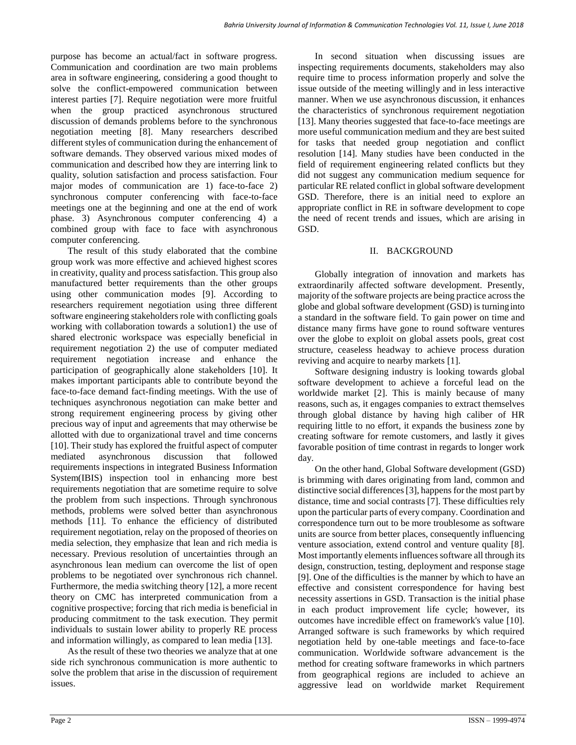purpose has become an actual/fact in software progress. Communication and coordination are two main problems area in software engineering, considering a good thought to solve the conflict-empowered communication between interest parties [7]. Require negotiation were more fruitful when the group practiced asynchronous structured discussion of demands problems before to the synchronous negotiation meeting [8]. Many researchers described different styles of communication during the enhancement of software demands. They observed various mixed modes of communication and described how they are interring link to quality, solution satisfaction and process satisfaction. Four major modes of communication are 1) face-to-face 2) synchronous computer conferencing with face-to-face meetings one at the beginning and one at the end of work phase. 3) Asynchronous computer conferencing 4) a combined group with face to face with asynchronous computer conferencing.

The result of this study elaborated that the combine group work was more effective and achieved highest scores in creativity, quality and process satisfaction. This group also manufactured better requirements than the other groups using other communication modes [9]. According to researchers requirement negotiation using three different software engineering stakeholders role with conflicting goals working with collaboration towards a solution1) the use of shared electronic workspace was especially beneficial in requirement negotiation 2) the use of computer mediated requirement negotiation increase and enhance the participation of geographically alone stakeholders [10]. It makes important participants able to contribute beyond the face-to-face demand fact-finding meetings. With the use of techniques asynchronous negotiation can make better and strong requirement engineering process by giving other precious way of input and agreements that may otherwise be allotted with due to organizational travel and time concerns [10]. Their study has explored the fruitful aspect of computer mediated asynchronous discussion that followed requirements inspections in integrated Business Information System(IBIS) inspection tool in enhancing more best requirements negotiation that are sometime require to solve the problem from such inspections. Through synchronous methods, problems were solved better than asynchronous methods [11]. To enhance the efficiency of distributed requirement negotiation, relay on the proposed of theories on media selection, they emphasize that lean and rich media is necessary. Previous resolution of uncertainties through an asynchronous lean medium can overcome the list of open problems to be negotiated over synchronous rich channel. Furthermore, the media switching theory [12], a more recent theory on CMC has interpreted communication from a cognitive prospective; forcing that rich media is beneficial in producing commitment to the task execution. They permit individuals to sustain lower ability to properly RE process and information willingly, as compared to lean media [13].

As the result of these two theories we analyze that at one side rich synchronous communication is more authentic to solve the problem that arise in the discussion of requirement issues.

In second situation when discussing issues are inspecting requirements documents, stakeholders may also require time to process information properly and solve the issue outside of the meeting willingly and in less interactive manner. When we use asynchronous discussion, it enhances the characteristics of synchronous requirement negotiation [13]. Many theories suggested that face-to-face meetings are more useful communication medium and they are best suited for tasks that needed group negotiation and conflict resolution [14]. Many studies have been conducted in the field of requirement engineering related conflicts but they did not suggest any communication medium sequence for particular RE related conflict in global software development GSD. Therefore, there is an initial need to explore an appropriate conflict in RE in software development to cope the need of recent trends and issues, which are arising in GSD.

## II. BACKGROUND

Globally integration of innovation and markets has extraordinarily affected software development. Presently, majority of the software projects are being practice across the globe and global software development (GSD) is turning into a standard in the software field. To gain power on time and distance many firms have gone to round software ventures over the globe to exploit on global assets pools, great cost structure, ceaseless headway to achieve process duration reviving and acquire to nearby markets [1].

Software designing industry is looking towards global software development to achieve a forceful lead on the worldwide market [2]. This is mainly because of many reasons, such as, it engages companies to extract themselves through global distance by having high caliber of HR requiring little to no effort, it expands the business zone by creating software for remote customers, and lastly it gives favorable position of time contrast in regards to longer work day.

On the other hand, Global Software development (GSD) is brimming with dares originating from land, common and distinctive social differences [3], happens for the most part by distance, time and social contrasts [7]. These difficulties rely upon the particular parts of every company. Coordination and correspondence turn out to be more troublesome as software units are source from better places, consequently influencing venture association, extend control and venture quality [8]. Most importantly elements influences software all through its design, construction, testing, deployment and response stage [9]. One of the difficulties is the manner by which to have an effective and consistent correspondence for having best necessity assertions in GSD. Transaction is the initial phase in each product improvement life cycle; however, its outcomes have incredible effect on framework's value [10]. Arranged software is such frameworks by which required negotiation held by one-table meetings and face-to-face communication. Worldwide software advancement is the method for creating software frameworks in which partners from geographical regions are included to achieve an aggressive lead on worldwide market Requirement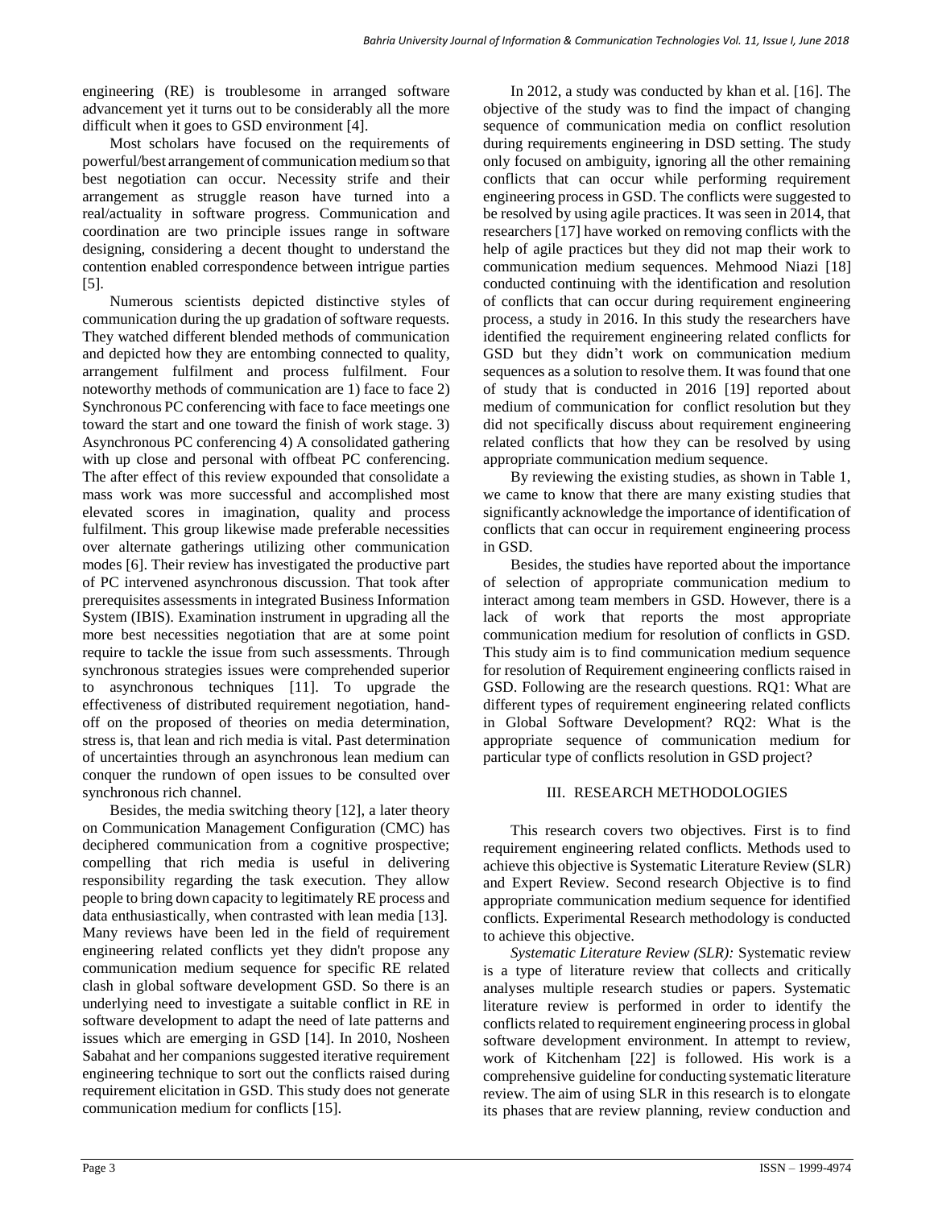engineering (RE) is troublesome in arranged software advancement yet it turns out to be considerably all the more difficult when it goes to GSD environment [4].

Most scholars have focused on the requirements of powerful/best arrangement of communication medium so that best negotiation can occur. Necessity strife and their arrangement as struggle reason have turned into a real/actuality in software progress. Communication and coordination are two principle issues range in software designing, considering a decent thought to understand the contention enabled correspondence between intrigue parties [5].

Numerous scientists depicted distinctive styles of communication during the up gradation of software requests. They watched different blended methods of communication and depicted how they are entombing connected to quality, arrangement fulfilment and process fulfilment. Four noteworthy methods of communication are 1) face to face 2) Synchronous PC conferencing with face to face meetings one toward the start and one toward the finish of work stage. 3) Asynchronous PC conferencing 4) A consolidated gathering with up close and personal with offbeat PC conferencing. The after effect of this review expounded that consolidate a mass work was more successful and accomplished most elevated scores in imagination, quality and process fulfilment. This group likewise made preferable necessities over alternate gatherings utilizing other communication modes [6]. Their review has investigated the productive part of PC intervened asynchronous discussion. That took after prerequisites assessments in integrated Business Information System (IBIS). Examination instrument in upgrading all the more best necessities negotiation that are at some point require to tackle the issue from such assessments. Through synchronous strategies issues were comprehended superior to asynchronous techniques [11]. To upgrade the effectiveness of distributed requirement negotiation, hand-off on the proposed of theories on media determination, stress is, that lean and rich media is vital. Past determination of uncertainties through an asynchronous lean medium can conquer the rundown of open issues to be consulted over synchronous rich channel.

Besides, the media switching theory [12], a later theory on Communication Management Configuration (CMC) has deciphered communication from a cognitive prospective; compelling that rich media is useful in delivering responsibility regarding the task execution. They allow people to bring down capacity to legitimately RE process and data enthusiastically, when contrasted with lean media [13]. Many reviews have been led in the field of requirement engineering related conflicts yet they didn't propose any communication medium sequence for specific RE related clash in global software development GSD. So there is an underlying need to investigate a suitable conflict in RE in software development to adapt the need of late patterns and issues which are emerging in GSD [14]. In 2010, Nosheen Sabahat and her companions suggested iterative requirement engineering technique to sort out the conflicts raised during requirement elicitation in GSD. This study does not generate communication medium for conflicts [15].

In 2012, a study was conducted by khan et al. [16]. The objective of the study was to find the impact of changing sequence of communication media on conflict resolution during requirements engineering in DSD setting. The study only focused on ambiguity, ignoring all the other remaining conflicts that can occur while performing requirement engineering process in GSD. The conflicts were suggested to be resolved by using agile practices. It was seen in 2014, that researchers [17] have worked on removing conflicts with the help of agile practices but they did not map their work to communication medium sequences. Mehmood Niazi [18] conducted continuing with the identification and resolution of conflicts that can occur during requirement engineering process, a study in 2016. In this study the researchers have identified the requirement engineering related conflicts for GSD but they didn't work on communication medium sequences as a solution to resolve them. It was found that one of study that is conducted in 2016 [19] reported about medium of communication for conflict resolution but they did not specifically discuss about requirement engineering related conflicts that how they can be resolved by using appropriate communication medium sequence.

By reviewing the existing studies, as shown in Table 1, we came to know that there are many existing studies that significantly acknowledge the importance of identification of conflicts that can occur in requirement engineering process in GSD.

Besides, the studies have reported about the importance of selection of appropriate communication medium to interact among team members in GSD. However, there is a lack of work that reports the most appropriate communication medium for resolution of conflicts in GSD. This study aim is to find communication medium sequence for resolution of Requirement engineering conflicts raised in GSD. Following are the research questions. RQ1: What are different types of requirement engineering related conflicts in Global Software Development? RQ2: What is the appropriate sequence of communication medium for particular type of conflicts resolution in GSD project?

## III. RESEARCH METHODOLOGIES

This research covers two objectives. First is to find requirement engineering related conflicts. Methods used to achieve this objective is Systematic Literature Review (SLR) and Expert Review. Second research Objective is to find appropriate communication medium sequence for identified conflicts. Experimental Research methodology is conducted to achieve this objective.

*Systematic Literature Review (SLR):* Systematic review is a type of literature review that collects and critically analyses multiple research studies or papers. Systematic literature review is performed in order to identify the conflicts related to requirement engineering process in global software development environment. In attempt to review, work of Kitchenham [22] is followed. His work is a comprehensive guideline for conducting systematic literature review. The aim of using SLR in this research is to elongate its phases that are review planning, review conduction and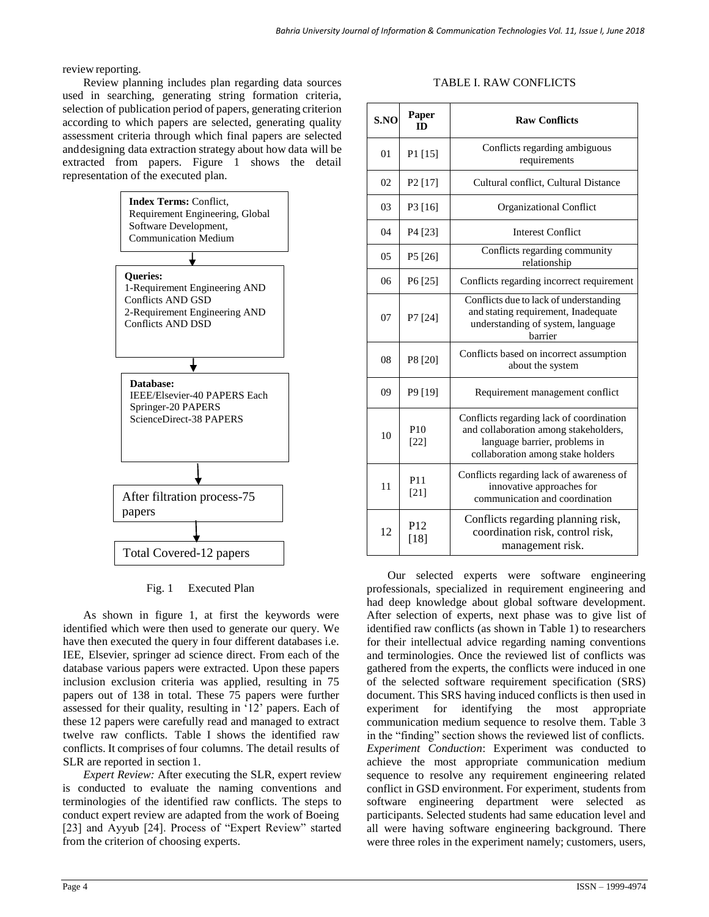review reporting.

Review planning includes plan regarding data sources used in searching, generating string formation criteria, selection of publication period of papers, generating criterion according to which papers are selected, generating quality assessment criteria through which final papers are selected and designing data extraction strategy about how data will be extracted from papers. Figure 1 shows the detail representation of the executed plan.

**Index Terms:** Conflict, Requirement Engineering, Global Software Development, Communication Medium

↓

**Queries:**
1-Requirement Engineering AND Conflicts AND GSD
2-Requirement Engineering AND Conflicts AND DSD

↓

**Database:**
IEEE/Elsevier-40 PAPERS Each
Springer-20 PAPERS
ScienceDirect-38 PAPERS

↓

After filtration process-75 papers

↓

Total Covered-12 papers

Fig. 1 Executed Plan

As shown in figure 1, at first the keywords were identified which were then used to generate our query. We have then executed the query in four different databases i.e. IEE, Elsevier, springer ad science direct. From each of the database various papers were extracted. Upon these papers inclusion exclusion criteria was applied, resulting in 75 papers out of 138 in total. These 75 papers were further assessed for their quality, resulting in '12' papers. Each of these 12 papers were carefully read and managed to extract twelve raw conflicts. Table I shows the identified raw conflicts. It comprises of four columns. The detail results of SLR are reported in section 1.

*Expert Review:* After executing the SLR, expert review is conducted to evaluate the naming conventions and terminologies of the identified raw conflicts. The steps to conduct expert review are adapted from the work of Boeing [23] and Ayyub [24]. Process of "Expert Review" started from the criterion of choosing experts.

TABLE I. RAW CONFLICTS

| S.NO | Paper ID | Raw Conflicts |
|---|---|---|
| 01 | P1 [15] | Conflicts regarding ambiguous requirements |
| 02 | P2 [17] | Cultural conflict, Cultural Distance |
| 03 | P3 [16] | Organizational Conflict |
| 04 | P4 [23] | Interest Conflict |
| 05 | P5 [26] | Conflicts regarding community relationship |
| 06 | P6 [25] | Conflicts regarding incorrect requirement |
| 07 | P7 [24] | Conflicts due to lack of understanding and stating requirement, Inadequate understanding of system, language barrier |
| 08 | P8 [20] | Conflicts based on incorrect assumption about the system |
| 09 | P9 [19] | Requirement management conflict |
| 10 | P10 [22] | Conflicts regarding lack of coordination and collaboration among stakeholders, language barrier, problems in collaboration among stake holders |
| 11 | P11 [21] | Conflicts regarding lack of awareness of innovative approaches for communication and coordination |
| 12 | P12 [18] | Conflicts regarding planning risk, coordination risk, control risk, management risk. |

Our selected experts were software engineering professionals, specialized in requirement engineering and had deep knowledge about global software development. After selection of experts, next phase was to give list of identified raw conflicts (as shown in Table 1) to researchers for their intellectual advice regarding naming conventions and terminologies. Once the reviewed list of conflicts was gathered from the experts, the conflicts were induced in one of the selected software requirement specification (SRS) document. This SRS having induced conflicts is then used in experiment for identifying the most appropriate communication medium sequence to resolve them. Table 3 in the "finding" section shows the reviewed list of conflicts. *Experiment Conduction*: Experiment was conducted to achieve the most appropriate communication medium sequence to resolve any requirement engineering related conflict in GSD environment. For experiment, students from software engineering department were selected as participants. Selected students had same education level and all were having software engineering background. There were three roles in the experiment namely; customers, users,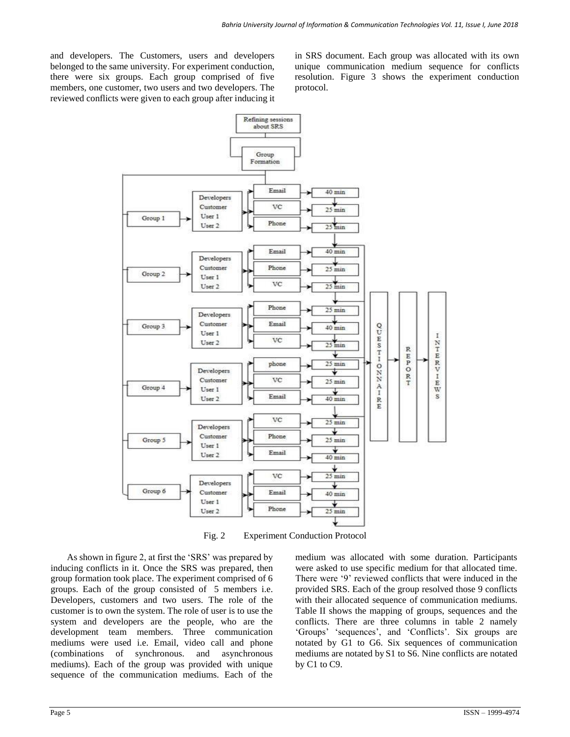and developers. The Customers, users and developers belonged to the same university. For experiment conduction, there were six groups. Each group comprised of five members, one customer, two users and two developers. The reviewed conflicts were given to each group after inducing it in SRS document. Each group was allocated with its own unique communication medium sequence for conflicts resolution. Figure 3 shows the experiment conduction protocol.

Fig. 2 Experiment Conduction Protocol

As shown in figure 2, at first the 'SRS' was prepared by inducing conflicts in it. Once the SRS was prepared, then group formation took place. The experiment comprised of 6 groups. Each of the group consisted of 5 members i.e. Developers, customers and two users. The role of the customer is to own the system. The role of user is to use the system and developers are the people, who are the development team members. Three communication mediums were used i.e. Email, video call and phone (combinations of synchronous. and asynchronous mediums). Each of the group was provided with unique sequence of the communication mediums. Each of the medium was allocated with some duration. Participants were asked to use specific medium for that allocated time. There were '9' reviewed conflicts that were induced in the provided SRS. Each of the group resolved those 9 conflicts with their allocated sequence of communication mediums. Table II shows the mapping of groups, sequences and the conflicts. There are three columns in table 2 namely 'Groups' 'sequences', and 'Conflicts'. Six groups are notated by G1 to G6. Six sequences of communication mediums are notated by S1 to S6. Nine conflicts are notated by C1 to C9.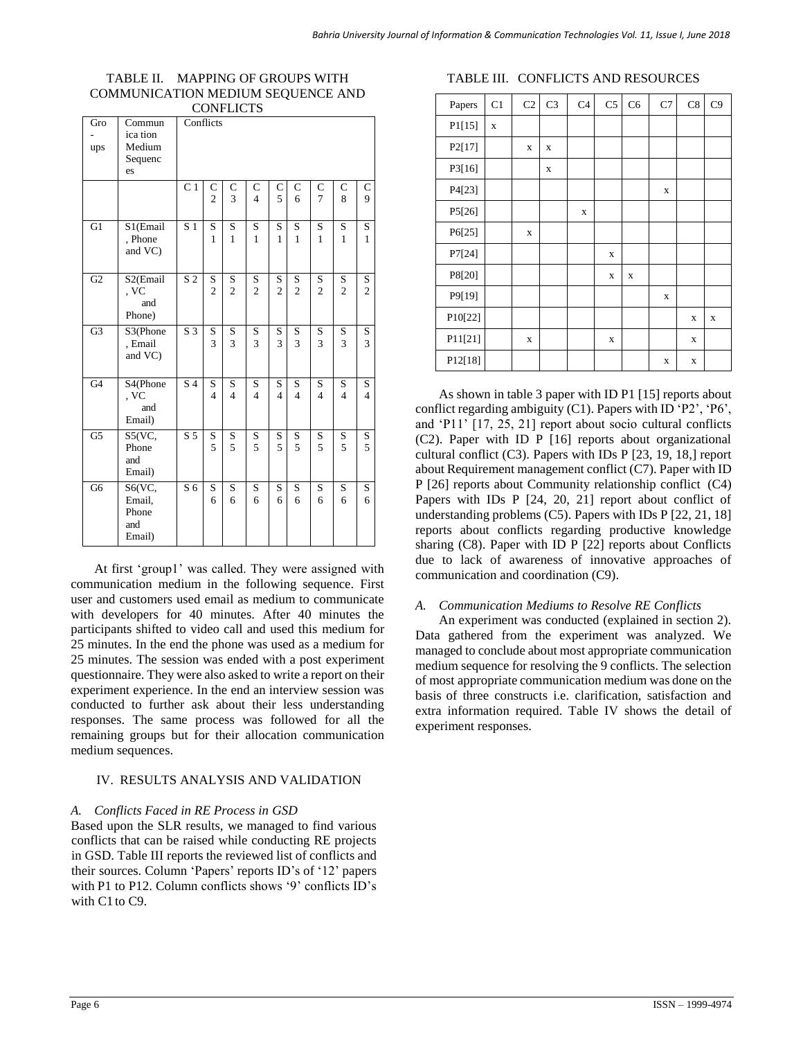TABLE II. MAPPING OF GROUPS WITH COMMUNICATION MEDIUM SEQUENCE AND CONFLICTS

| Gro-ups | Communica tion Medium Sequences | Conflicts | | | | | | | | |
|---|---|---|---|---|---|---|---|---|---|---|
| | | C 1 | C 2 | C 3 | C 4 | C 5 | C 6 | C 7 | C 8 | C 9 |
| G1 | S1(Email , Phone and VC) | S 1 | S 1 | S 1 | S 1 | S 1 | S 1 | S 1 | S 1 | S 1 |
| G2 | S2(Email , VC and Phone) | S 2 | S 2 | S 2 | S 2 | S 2 | S 2 | S 2 | S 2 | S 2 |
| G3 | S3(Phone , Email and VC) | S 3 | S 3 | S 3 | S 3 | S 3 | S 3 | S 3 | S 3 | S 3 |
| G4 | S4(Phone , VC and Email) | S 4 | S 4 | S 4 | S 4 | S 4 | S 4 | S 4 | S 4 | S 4 |
| G5 | S5(VC, Phone and Email) | S 5 | S 5 | S 5 | S 5 | S 5 | S 5 | S 5 | S 5 | S 5 |
| G6 | S6(VC, Email, Phone and Email) | S 6 | S 6 | S 6 | S 6 | S 6 | S 6 | S 6 | S 6 | S 6 |

At first 'group1' was called. They were assigned with communication medium in the following sequence. First user and customers used email as medium to communicate with developers for 40 minutes. After 40 minutes the participants shifted to video call and used this medium for 25 minutes. In the end the phone was used as a medium for 25 minutes. The session was ended with a post experiment questionnaire. They were also asked to write a report on their experiment experience. In the end an interview session was conducted to further ask about their less understanding responses. The same process was followed for all the remaining groups but for their allocation communication medium sequences.

## IV. RESULTS ANALYSIS AND VALIDATION

### *A. Conflicts Faced in RE Process in GSD*

Based upon the SLR results, we managed to find various conflicts that can be raised while conducting RE projects in GSD. Table III reports the reviewed list of conflicts and their sources. Column 'Papers' reports ID's of '12' papers with P1 to P12. Column conflicts shows '9' conflicts ID's with C1 to C9.

TABLE III. CONFLICTS AND RESOURCES

| Papers | C1 | C2 | C3 | C4 | C5 | C6 | C7 | C8 | C9 |
|---|---|---|---|---|---|---|---|---|---|
| P1[15] | x | | | | | | | | |
| P2[17] | | x | x | | | | | | |
| P3[16] | | | x | | | | | | |
| P4[23] | | | | | | | x | | |
| P5[26] | | | | x | | | | | |
| P6[25] | | x | | | | | | | |
| P7[24] | | | | | x | | | | |
| P8[20] | | | | | x | x | | | |
| P9[19] | | | | | | | x | | |
| P10[22] | | | | | | | | x | x |
| P11[21] | | x | | | x | | | x | |
| P12[18] | | | | | | | x | x | |

As shown in table 3 paper with ID P1 [15] reports about conflict regarding ambiguity (C1). Papers with ID 'P2', 'P6', and 'P11' [17, 25, 21] report about socio cultural conflicts (C2). Paper with ID P [16] reports about organizational cultural conflict (C3). Papers with IDs P [23, 19, 18,] report about Requirement management conflict (C7). Paper with ID P [26] reports about Community relationship conflict (C4) Papers with IDs P [24, 20, 21] report about conflict of understanding problems (C5). Papers with IDs P [22, 21, 18] reports about conflicts regarding productive knowledge sharing (C8). Paper with ID P [22] reports about Conflicts due to lack of awareness of innovative approaches of communication and coordination (C9).

### *A. Communication Mediums to Resolve RE Conflicts*

An experiment was conducted (explained in section 2). Data gathered from the experiment was analyzed. We managed to conclude about most appropriate communication medium sequence for resolving the 9 conflicts. The selection of most appropriate communication medium was done on the basis of three constructs i.e. clarification, satisfaction and extra information required. Table IV shows the detail of experiment responses.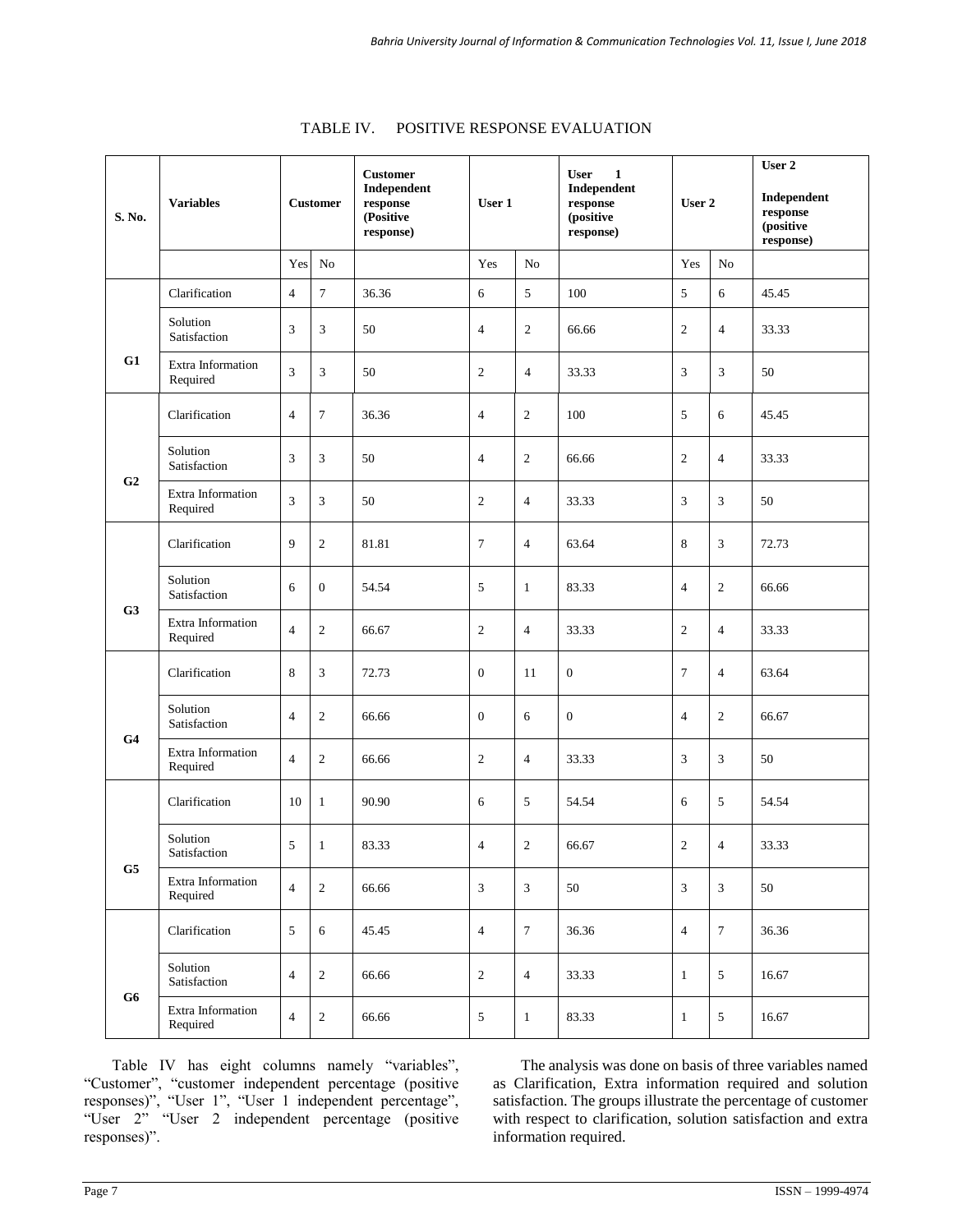TABLE IV. POSITIVE RESPONSE EVALUATION

| S. No. | Variables | Customer | | Customer Independent response (Positive response) | User 1 | | User 1 Independent response (positive response) | User 2 | | User 2 Independent response (positive response) |
|---|---|---|---|---|---|---|---|---|---|---|
| | | Yes | No | | Yes | No | | Yes | No | |
| G1 | Clarification | 4 | 7 | 36.36 | 6 | 5 | 100 | 5 | 6 | 45.45 |
| | Solution Satisfaction | 3 | 3 | 50 | 4 | 2 | 66.66 | 2 | 4 | 33.33 |
| | Extra Information Required | 3 | 3 | 50 | 2 | 4 | 33.33 | 3 | 3 | 50 |
| G2 | Clarification | 4 | 7 | 36.36 | 4 | 2 | 100 | 5 | 6 | 45.45 |
| | Solution Satisfaction | 3 | 3 | 50 | 4 | 2 | 66.66 | 2 | 4 | 33.33 |
| | Extra Information Required | 3 | 3 | 50 | 2 | 4 | 33.33 | 3 | 3 | 50 |
| G3 | Clarification | 9 | 2 | 81.81 | 7 | 4 | 63.64 | 8 | 3 | 72.73 |
| | Solution Satisfaction | 6 | 0 | 54.54 | 5 | 1 | 83.33 | 4 | 2 | 66.66 |
| | Extra Information Required | 4 | 2 | 66.67 | 2 | 4 | 33.33 | 2 | 4 | 33.33 |
| G4 | Clarification | 8 | 3 | 72.73 | 0 | 11 | 0 | 7 | 4 | 63.64 |
| | Solution Satisfaction | 4 | 2 | 66.66 | 0 | 6 | 0 | 4 | 2 | 66.67 |
| | Extra Information Required | 4 | 2 | 66.66 | 2 | 4 | 33.33 | 3 | 3 | 50 |
| G5 | Clarification | 10 | 1 | 90.90 | 6 | 5 | 54.54 | 6 | 5 | 54.54 |
| | Solution Satisfaction | 5 | 1 | 83.33 | 4 | 2 | 66.67 | 2 | 4 | 33.33 |
| | Extra Information Required | 4 | 2 | 66.66 | 3 | 3 | 50 | 3 | 3 | 50 |
| G6 | Clarification | 5 | 6 | 45.45 | 4 | 7 | 36.36 | 4 | 7 | 36.36 |
| | Solution Satisfaction | 4 | 2 | 66.66 | 2 | 4 | 33.33 | 1 | 5 | 16.67 |
| | Extra Information Required | 4 | 2 | 66.66 | 5 | 1 | 83.33 | 1 | 5 | 16.67 |

Table IV has eight columns namely "variables", "Customer", "customer independent percentage (positive responses)", "User 1", "User 1 independent percentage", "User 2" "User 2 independent percentage (positive responses)".

The analysis was done on basis of three variables named as Clarification, Extra information required and solution satisfaction. The groups illustrate the percentage of customer with respect to clarification, solution satisfaction and extra information required.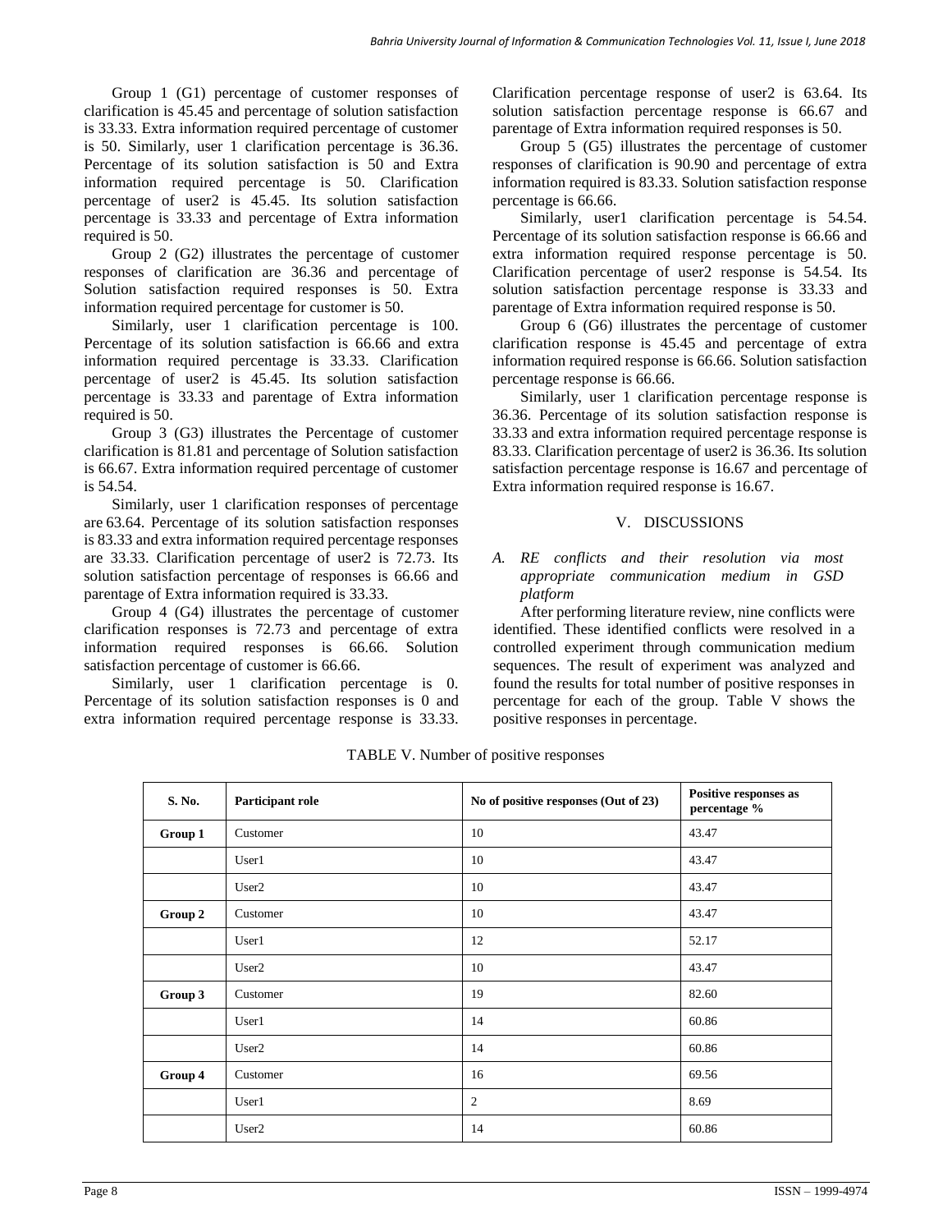Group 1 (G1) percentage of customer responses of clarification is 45.45 and percentage of solution satisfaction is 33.33. Extra information required percentage of customer is 50. Similarly, user 1 clarification percentage is 36.36. Percentage of its solution satisfaction is 50 and Extra information required percentage is 50. Clarification percentage of user2 is 45.45. Its solution satisfaction percentage is 33.33 and percentage of Extra information required is 50.

Group 2 (G2) illustrates the percentage of customer responses of clarification are 36.36 and percentage of Solution satisfaction required responses is 50. Extra information required percentage for customer is 50.

Similarly, user 1 clarification percentage is 100. Percentage of its solution satisfaction is 66.66 and extra information required percentage is 33.33. Clarification percentage of user2 is 45.45. Its solution satisfaction percentage is 33.33 and parentage of Extra information required is 50.

Group 3 (G3) illustrates the Percentage of customer clarification is 81.81 and percentage of Solution satisfaction is 66.67. Extra information required percentage of customer is 54.54.

Similarly, user 1 clarification responses of percentage are 63.64. Percentage of its solution satisfaction responses is 83.33 and extra information required percentage responses are 33.33. Clarification percentage of user2 is 72.73. Its solution satisfaction percentage of responses is 66.66 and parentage of Extra information required is 33.33.

Group 4 (G4) illustrates the percentage of customer clarification responses is 72.73 and percentage of extra information required responses is 66.66. Solution satisfaction percentage of customer is 66.66.

Similarly, user 1 clarification percentage is 0. Percentage of its solution satisfaction responses is 0 and extra information required percentage response is 33.33. Clarification percentage response of user2 is 63.64. Its solution satisfaction percentage response is 66.67 and parentage of Extra information required responses is 50.

Group 5 (G5) illustrates the percentage of customer responses of clarification is 90.90 and percentage of extra information required is 83.33. Solution satisfaction response percentage is 66.66.

Similarly, user1 clarification percentage is 54.54. Percentage of its solution satisfaction response is 66.66 and extra information required response percentage is 50. Clarification percentage of user2 response is 54.54. Its solution satisfaction percentage response is 33.33 and parentage of Extra information required response is 50.

Group 6 (G6) illustrates the percentage of customer clarification response is 45.45 and percentage of extra information required response is 66.66. Solution satisfaction percentage response is 66.66.

Similarly, user 1 clarification percentage response is 36.36. Percentage of its solution satisfaction response is 33.33 and extra information required percentage response is 83.33. Clarification percentage of user2 is 36.36. Its solution satisfaction percentage response is 16.67 and percentage of Extra information required response is 16.67.

## V. DISCUSSIONS

### *A. RE conflicts and their resolution via most appropriate communication medium in GSD platform*

After performing literature review, nine conflicts were identified. These identified conflicts were resolved in a controlled experiment through communication medium sequences. The result of experiment was analyzed and found the results for total number of positive responses in percentage for each of the group. Table V shows the positive responses in percentage.

TABLE V. Number of positive responses

| S. No. | Participant role | No of positive responses (Out of 23) | Positive responses as percentage % |
|---|---|---|---|
| **Group 1** | Customer | 10 | 43.47 |
| | User1 | 10 | 43.47 |
| | User2 | 10 | 43.47 |
| **Group 2** | Customer | 10 | 43.47 |
| | User1 | 12 | 52.17 |
| | User2 | 10 | 43.47 |
| **Group 3** | Customer | 19 | 82.60 |
| | User1 | 14 | 60.86 |
| | User2 | 14 | 60.86 |
| **Group 4** | Customer | 16 | 69.56 |
| | User1 | 2 | 8.69 |
| | User2 | 14 | 60.86 |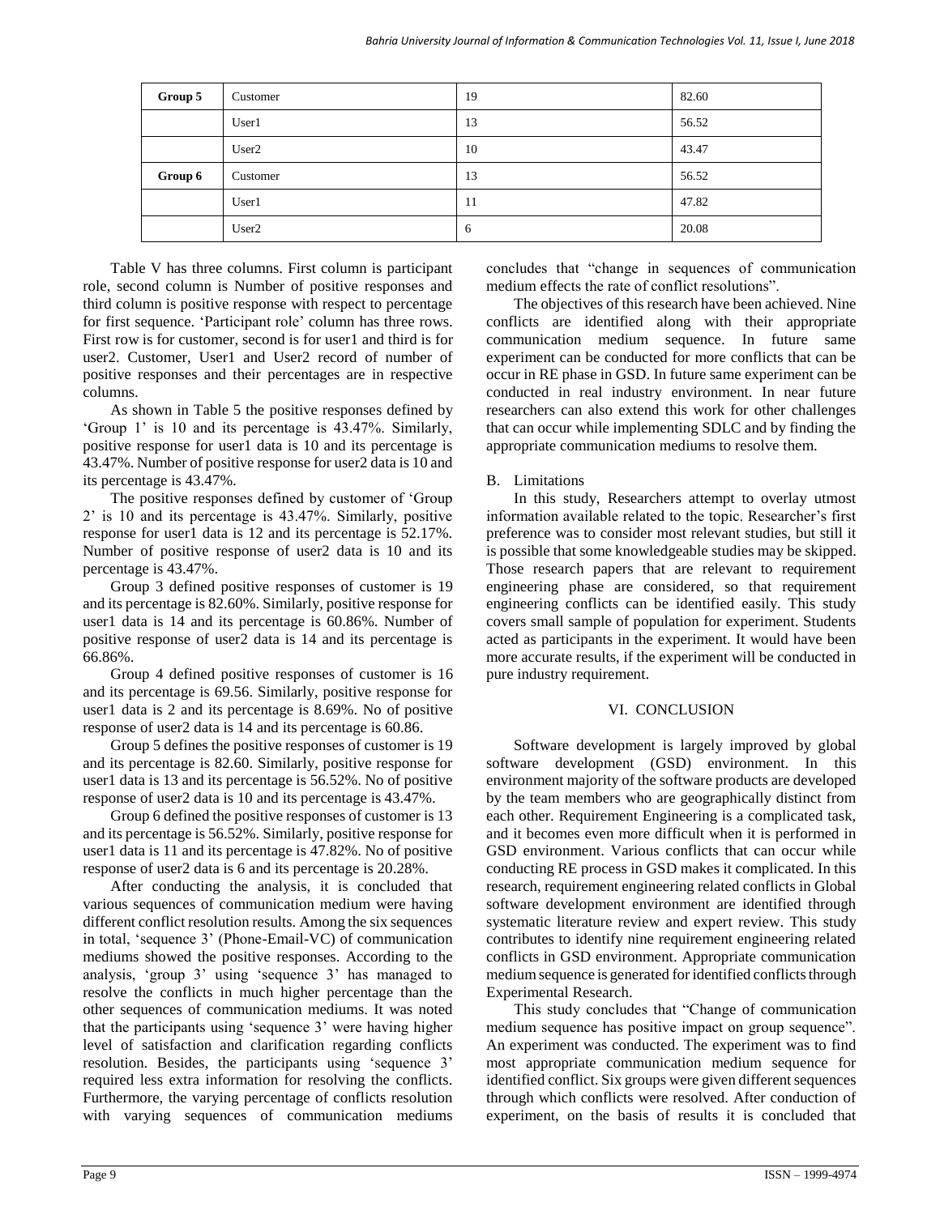| Group 5 | Customer | 19 | 82.60 |
|---|---|---|---|
| | User1 | 13 | 56.52 |
| | User2 | 10 | 43.47 |
| Group 6 | Customer | 13 | 56.52 |
| | User1 | 11 | 47.82 |
| | User2 | 6 | 20.08 |

Table V has three columns. First column is participant role, second column is Number of positive responses and third column is positive response with respect to percentage for first sequence. 'Participant role' column has three rows. First row is for customer, second is for user1 and third is for user2. Customer, User1 and User2 record of number of positive responses and their percentages are in respective columns.

As shown in Table 5 the positive responses defined by 'Group 1' is 10 and its percentage is 43.47%. Similarly, positive response for user1 data is 10 and its percentage is 43.47%. Number of positive response for user2 data is 10 and its percentage is 43.47%.

The positive responses defined by customer of 'Group 2' is 10 and its percentage is 43.47%. Similarly, positive response for user1 data is 12 and its percentage is 52.17%. Number of positive response of user2 data is 10 and its percentage is 43.47%.

Group 3 defined positive responses of customer is 19 and its percentage is 82.60%. Similarly, positive response for user1 data is 14 and its percentage is 60.86%. Number of positive response of user2 data is 14 and its percentage is 66.86%.

Group 4 defined positive responses of customer is 16 and its percentage is 69.56. Similarly, positive response for user1 data is 2 and its percentage is 8.69%. No of positive response of user2 data is 14 and its percentage is 60.86.

Group 5 defines the positive responses of customer is 19 and its percentage is 82.60. Similarly, positive response for user1 data is 13 and its percentage is 56.52%. No of positive response of user2 data is 10 and its percentage is 43.47%.

Group 6 defined the positive responses of customer is 13 and its percentage is 56.52%. Similarly, positive response for user1 data is 11 and its percentage is 47.82%. No of positive response of user2 data is 6 and its percentage is 20.28%.

After conducting the analysis, it is concluded that various sequences of communication medium were having different conflict resolution results. Among the six sequences in total, 'sequence 3' (Phone-Email-VC) of communication mediums showed the positive responses. According to the analysis, 'group 3' using 'sequence 3' has managed to resolve the conflicts in much higher percentage than the other sequences of communication mediums. It was noted that the participants using 'sequence 3' were having higher level of satisfaction and clarification regarding conflicts resolution. Besides, the participants using 'sequence 3' required less extra information for resolving the conflicts. Furthermore, the varying percentage of conflicts resolution with varying sequences of communication mediums concludes that "change in sequences of communication medium effects the rate of conflict resolutions".

The objectives of this research have been achieved. Nine conflicts are identified along with their appropriate communication medium sequence. In future same experiment can be conducted for more conflicts that can be occur in RE phase in GSD. In future same experiment can be conducted in real industry environment. In near future researchers can also extend this work for other challenges that can occur while implementing SDLC and by finding the appropriate communication mediums to resolve them.

### B. Limitations

In this study, Researchers attempt to overlay utmost information available related to the topic. Researcher's first preference was to consider most relevant studies, but still it is possible that some knowledgeable studies may be skipped. Those research papers that are relevant to requirement engineering phase are considered, so that requirement engineering conflicts can be identified easily. This study covers small sample of population for experiment. Students acted as participants in the experiment. It would have been more accurate results, if the experiment will be conducted in pure industry requirement.

## VI. CONCLUSION

Software development is largely improved by global software development (GSD) environment. In this environment majority of the software products are developed by the team members who are geographically distinct from each other. Requirement Engineering is a complicated task, and it becomes even more difficult when it is performed in GSD environment. Various conflicts that can occur while conducting RE process in GSD makes it complicated. In this research, requirement engineering related conflicts in Global software development environment are identified through systematic literature review and expert review. This study contributes to identify nine requirement engineering related conflicts in GSD environment. Appropriate communication medium sequence is generated for identified conflicts through Experimental Research.

This study concludes that "Change of communication medium sequence has positive impact on group sequence". An experiment was conducted. The experiment was to find most appropriate communication medium sequence for identified conflict. Six groups were given different sequences through which conflicts were resolved. After conduction of experiment, on the basis of results it is concluded that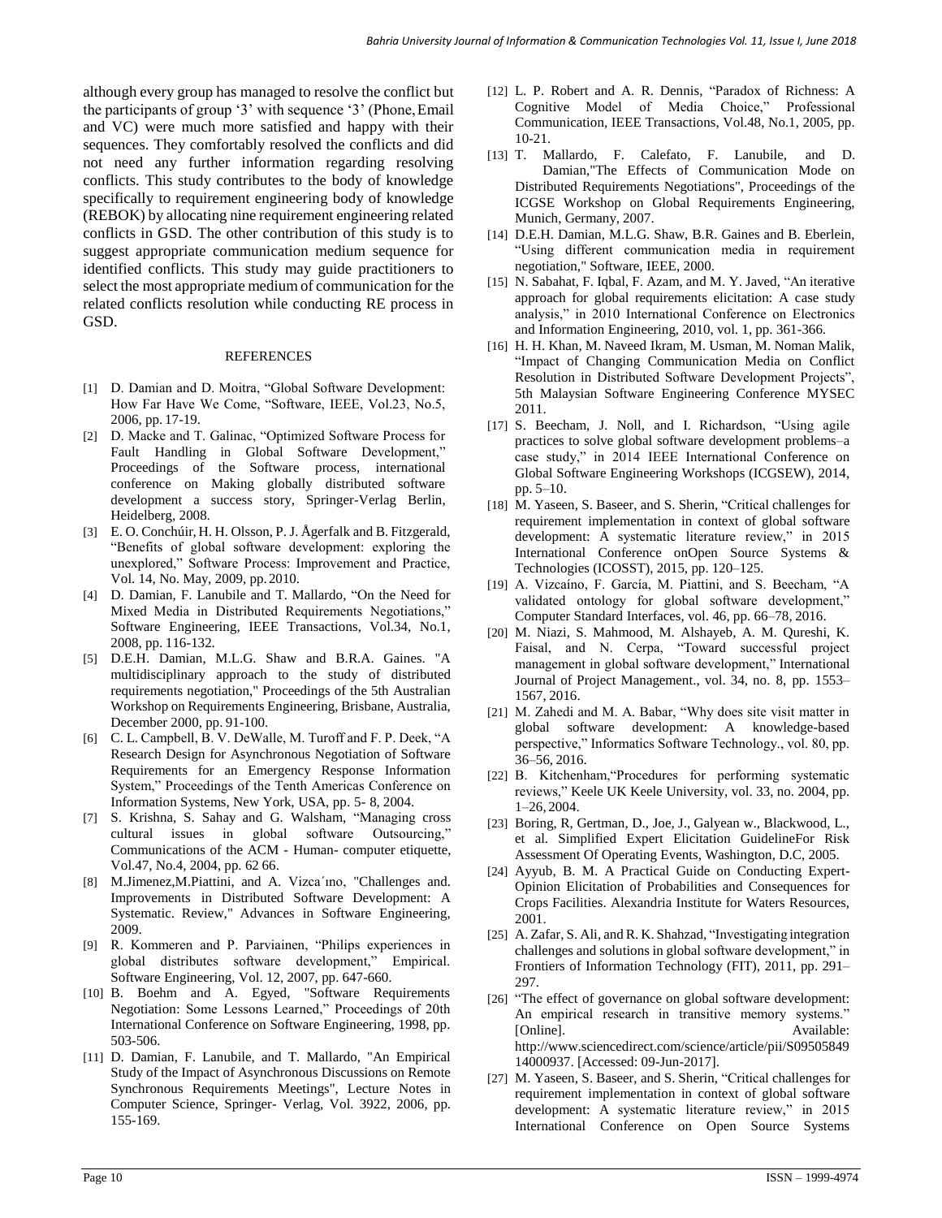although every group has managed to resolve the conflict but the participants of group '3' with sequence '3' (Phone, Email and VC) were much more satisfied and happy with their sequences. They comfortably resolved the conflicts and did not need any further information regarding resolving conflicts. This study contributes to the body of knowledge specifically to requirement engineering body of knowledge (REBOK) by allocating nine requirement engineering related conflicts in GSD. The other contribution of this study is to suggest appropriate communication medium sequence for identified conflicts. This study may guide practitioners to select the most appropriate medium of communication for the related conflicts resolution while conducting RE process in GSD.

## REFERENCES

[1] D. Damian and D. Moitra, "Global Software Development: How Far Have We Come, "Software, IEEE, Vol.23, No.5, 2006, pp. 17-19.

[2] D. Macke and T. Galinac, "Optimized Software Process for Fault Handling in Global Software Development," Proceedings of the Software process, international conference on Making globally distributed software development a success story, Springer-Verlag Berlin, Heidelberg, 2008.

[3] E. O. Conchúir, H. H. Olsson, P. J. Ågerfalk and B. Fitzgerald, "Benefits of global software development: exploring the unexplored," Software Process: Improvement and Practice, Vol. 14, No. May, 2009, pp. 2010.

[4] D. Damian, F. Lanubile and T. Mallardo, "On the Need for Mixed Media in Distributed Requirements Negotiations," Software Engineering, IEEE Transactions, Vol.34, No.1, 2008, pp. 116-132.

[5] D.E.H. Damian, M.L.G. Shaw and B.R.A. Gaines. "A multidisciplinary approach to the study of distributed requirements negotiation," Proceedings of the 5th Australian Workshop on Requirements Engineering, Brisbane, Australia, December 2000, pp. 91-100.

[6] C. L. Campbell, B. V. DeWalle, M. Turoff and F. P. Deek, "A Research Design for Asynchronous Negotiation of Software Requirements for an Emergency Response Information System," Proceedings of the Tenth Americas Conference on Information Systems, New York, USA, pp. 5- 8, 2004.

[7] S. Krishna, S. Sahay and G. Walsham, "Managing cross cultural issues in global software Outsourcing," Communications of the ACM - Human- computer etiquette, Vol.47, No.4, 2004, pp. 62 66.

[8] M.Jimenez,M.Piattini, and A. Vizca ́ıno, "Challenges and. Improvements in Distributed Software Development: A Systematic. Review," Advances in Software Engineering, 2009.

[9] R. Kommeren and P. Parviainen, "Philips experiences in global distributes software development," Empirical. Software Engineering, Vol. 12, 2007, pp. 647-660.

[10] B. Boehm and A. Egyed, "Software Requirements Negotiation: Some Lessons Learned," Proceedings of 20th International Conference on Software Engineering, 1998, pp. 503-506.

[11] D. Damian, F. Lanubile, and T. Mallardo, "An Empirical Study of the Impact of Asynchronous Discussions on Remote Synchronous Requirements Meetings", Lecture Notes in Computer Science, Springer- Verlag, Vol. 3922, 2006, pp. 155-169.

[12] L. P. Robert and A. R. Dennis, "Paradox of Richness: A Cognitive Model of Media Choice," Professional Communication, IEEE Transactions, Vol.48, No.1, 2005, pp. 10-21.

[13] T. Mallardo, F. Calefato, F. Lanubile, and D. Damian,"The Effects of Communication Mode on Distributed Requirements Negotiations", Proceedings of the ICGSE Workshop on Global Requirements Engineering, Munich, Germany, 2007.

[14] D.E.H. Damian, M.L.G. Shaw, B.R. Gaines and B. Eberlein, "Using different communication media in requirement negotiation," Software, IEEE, 2000.

[15] N. Sabahat, F. Iqbal, F. Azam, and M. Y. Javed, "An iterative approach for global requirements elicitation: A case study analysis," in 2010 International Conference on Electronics and Information Engineering, 2010, vol. 1, pp. 361-366.

[16] H. H. Khan, M. Naveed Ikram, M. Usman, M. Noman Malik, "Impact of Changing Communication Media on Conflict Resolution in Distributed Software Development Projects", 5th Malaysian Software Engineering Conference MYSEC 2011.

[17] S. Beecham, J. Noll, and I. Richardson, "Using agile practices to solve global software development problems–a case study," in 2014 IEEE International Conference on Global Software Engineering Workshops (ICGSEW), 2014, pp. 5–10.

[18] M. Yaseen, S. Baseer, and S. Sherin, "Critical challenges for requirement implementation in context of global software development: A systematic literature review," in 2015 International Conference onOpen Source Systems & Technologies (ICOSST), 2015, pp. 120–125.

[19] A. Vizcaíno, F. García, M. Piattini, and S. Beecham, "A validated ontology for global software development," Computer Standard Interfaces, vol. 46, pp. 66–78, 2016.

[20] M. Niazi, S. Mahmood, M. Alshayeb, A. M. Qureshi, K. Faisal, and N. Cerpa, "Toward successful project management in global software development," International Journal of Project Management., vol. 34, no. 8, pp. 1553–1567, 2016.

[21] M. Zahedi and M. A. Babar, "Why does site visit matter in global software development: A knowledge-based perspective," Informatics Software Technology., vol. 80, pp. 36–56, 2016.

[22] B. Kitchenham,"Procedures for performing systematic reviews," Keele UK Keele University, vol. 33, no. 2004, pp. 1–26, 2004.

[23] Boring, R, Gertman, D., Joe, J., Galyean w., Blackwood, L., et al. Simplified Expert Elicitation GuidelineFor Risk Assessment Of Operating Events, Washington, D.C, 2005.

[24] Ayyub, B. M. A Practical Guide on Conducting Expert-Opinion Elicitation of Probabilities and Consequences for Crops Facilities. Alexandria Institute for Waters Resources, 2001.

[25] A. Zafar, S. Ali, and R. K. Shahzad, "Investigating integration challenges and solutions in global software development," in Frontiers of Information Technology (FIT), 2011, pp. 291–297.

[26] "The effect of governance on global software development: An empirical research in transitive memory systems." [Online]. Available: http://www.sciencedirect.com/science/article/pii/S0950584914000937. [Accessed: 09-Jun-2017].

[27] M. Yaseen, S. Baseer, and S. Sherin, "Critical challenges for requirement implementation in context of global software development: A systematic literature review," in 2015 International Conference on Open Source Systems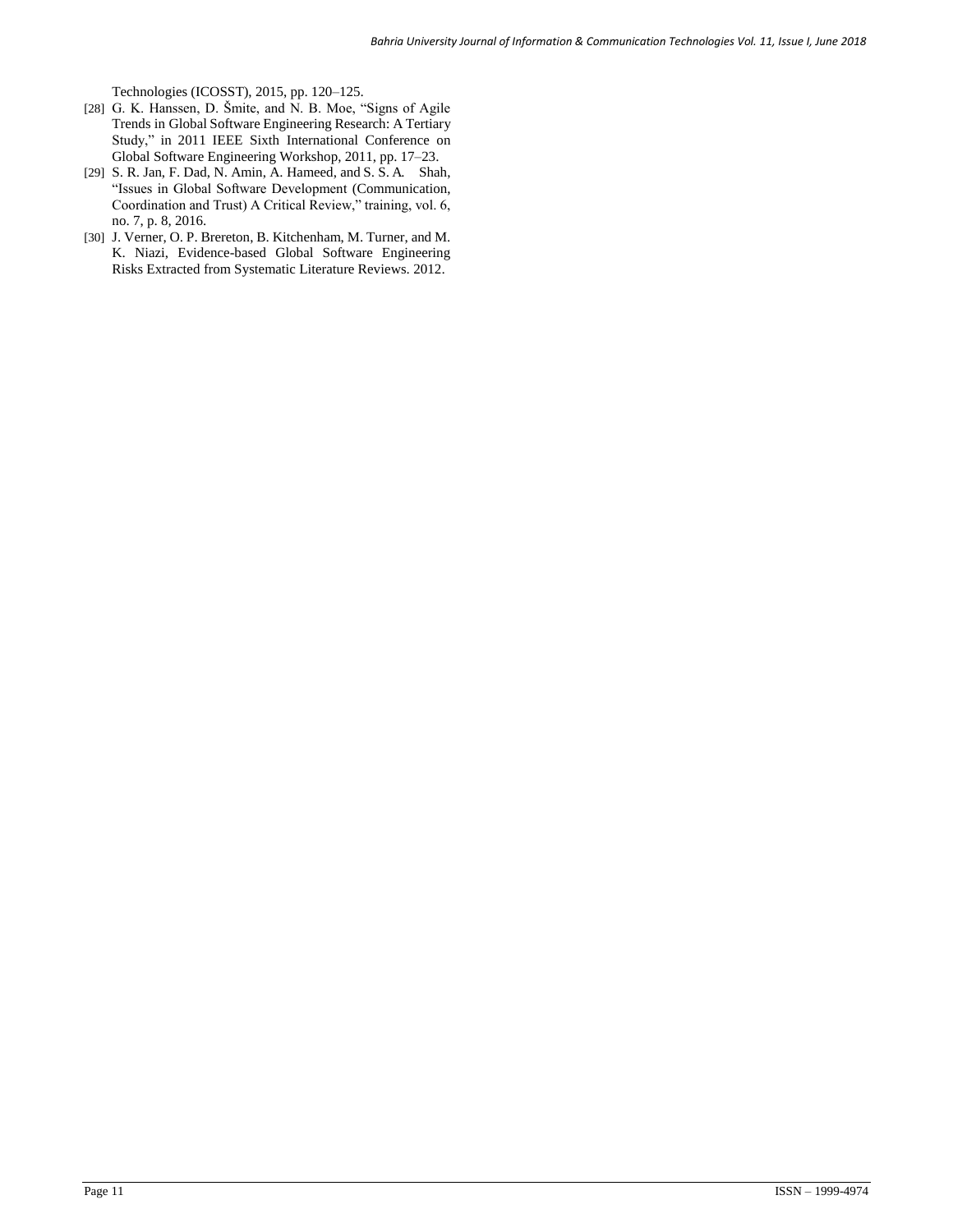Technologies (ICOSST), 2015, pp. 120–125.

[28] G. K. Hanssen, D. Šmite, and N. B. Moe, "Signs of Agile Trends in Global Software Engineering Research: A Tertiary Study," in 2011 IEEE Sixth International Conference on Global Software Engineering Workshop, 2011, pp. 17–23.

[29] S. R. Jan, F. Dad, N. Amin, A. Hameed, and S. S. A. Shah, "Issues in Global Software Development (Communication, Coordination and Trust) A Critical Review," training, vol. 6, no. 7, p. 8, 2016.

[30] J. Verner, O. P. Brereton, B. Kitchenham, M. Turner, and M. K. Niazi, Evidence-based Global Software Engineering Risks Extracted from Systematic Literature Reviews. 2012.